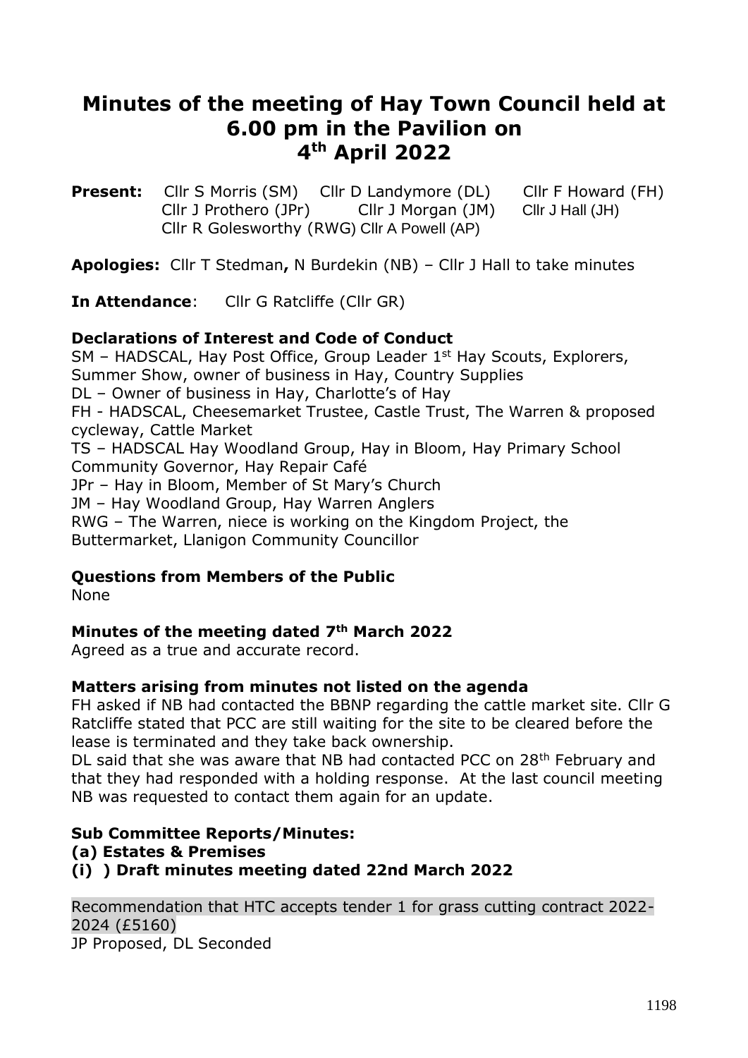# Minutes of the meeting of Hay Town Council held at 6.00 pm in the Pavilion on 4th April 2022

**Present:** Cllr S Morris (SM) Cllr D Landymore (DL) Cllr F Howard (FH) Cllr J Prothero (JPr) Cllr J Morgan (JM) Cllr J Hall (JH) Cllr R Golesworthy (RWG) Cllr A Powell (AP)

**Apologies:** Cllr T Stedman**,** N Burdekin (NB) – Cllr J Hall to take minutes

**In Attendance**: Cllr G Ratcliffe (Cllr GR)

**Declarations of Interest and Code of Conduct**

SM – HADSCAL, Hay Post Office, Group Leader 1st Hay Scouts, Explorers, Summer Show, owner of business in Hay, Country Supplies

DL – Owner of business in Hay, Charlotte's of Hay

FH - HADSCAL, Cheesemarket Trustee, Castle Trust, The Warren & proposed cycleway, Cattle Market

TS – HADSCAL Hay Woodland Group, Hay in Bloom, Hay Primary School Community Governor, Hay Repair Café

JPr – Hay in Bloom, Member of St Mary's Church

JM – Hay Woodland Group, Hay Warren Anglers

RWG – The Warren, niece is working on the Kingdom Project, the Buttermarket, Llanigon Community Councillor

**Questions from Members of the Public**

None

**Minutes of the meeting dated 7th March 2022**

Agreed as a true and accurate record.

**Matters arising from minutes not listed on the agenda**

FH asked if NB had contacted the BBNP regarding the cattle market site. Cllr G Ratcliffe stated that PCC are still waiting for the site to be cleared before the lease is terminated and they take back ownership.

DL said that she was aware that NB had contacted PCC on 28th February and that they had responded with a holding response. At the last council meeting NB was requested to contact them again for an update.

**Sub Committee Reports/Minutes:**

**(a) Estates & Premises**

**(i) ) Draft minutes meeting dated 22nd March 2022**

Recommendation that HTC accepts tender 1 for grass cutting contract 2022-2024 (£5160)

JP Proposed, DL Seconded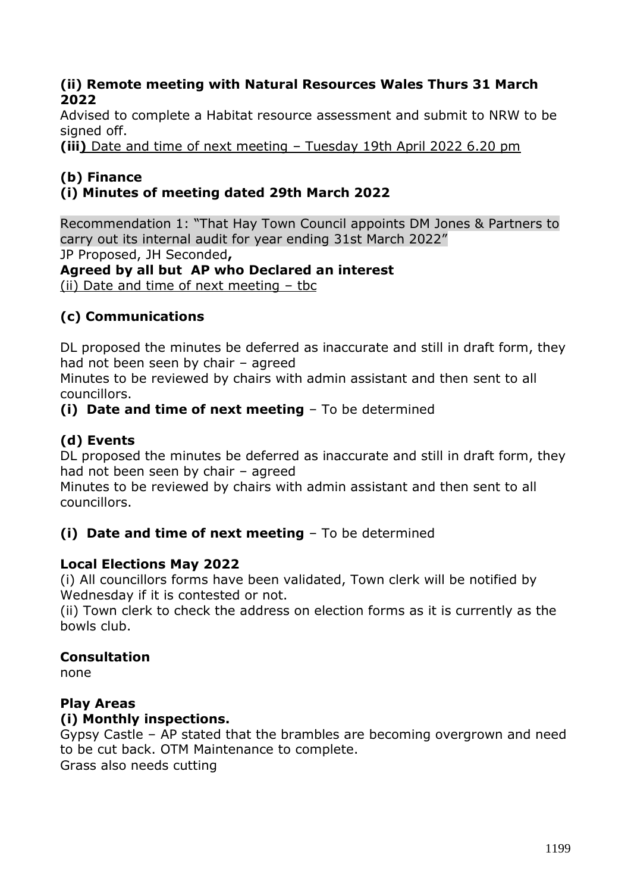**(ii) Remote meeting with Natural Resources Wales Thurs 31 March 2022**

Advised to complete a Habitat resource assessment and submit to NRW to be signed off.

**(iii)** Date and time of next meeting – Tuesday 19th April 2022 6.20 pm

**(b) Finance**

**(i) Minutes of meeting dated 29th March 2022**

Recommendation 1: "That Hay Town Council appoints DM Jones & Partners to carry out its internal audit for year ending 31st March 2022"

JP Proposed, JH Seconded**,**

**Agreed by all but AP who Declared an interest**

(ii) Date and time of next meeting – tbc

**(c) Communications**

DL proposed the minutes be deferred as inaccurate and still in draft form, they had not been seen by chair – agreed

Minutes to be reviewed by chairs with admin assistant and then sent to all councillors.

**(i) Date and time of next meeting** – To be determined

**(d) Events**

DL proposed the minutes be deferred as inaccurate and still in draft form, they had not been seen by chair – agreed

Minutes to be reviewed by chairs with admin assistant and then sent to all councillors.

**(i) Date and time of next meeting** – To be determined

**Local Elections May 2022**

(i) All councillors forms have been validated, Town clerk will be notified by Wednesday if it is contested or not.

(ii) Town clerk to check the address on election forms as it is currently as the bowls club.

**Consultation**

none

**Play Areas**

**(i) Monthly inspections.**

Gypsy Castle – AP stated that the brambles are becoming overgrown and need to be cut back. OTM Maintenance to complete.

Grass also needs cutting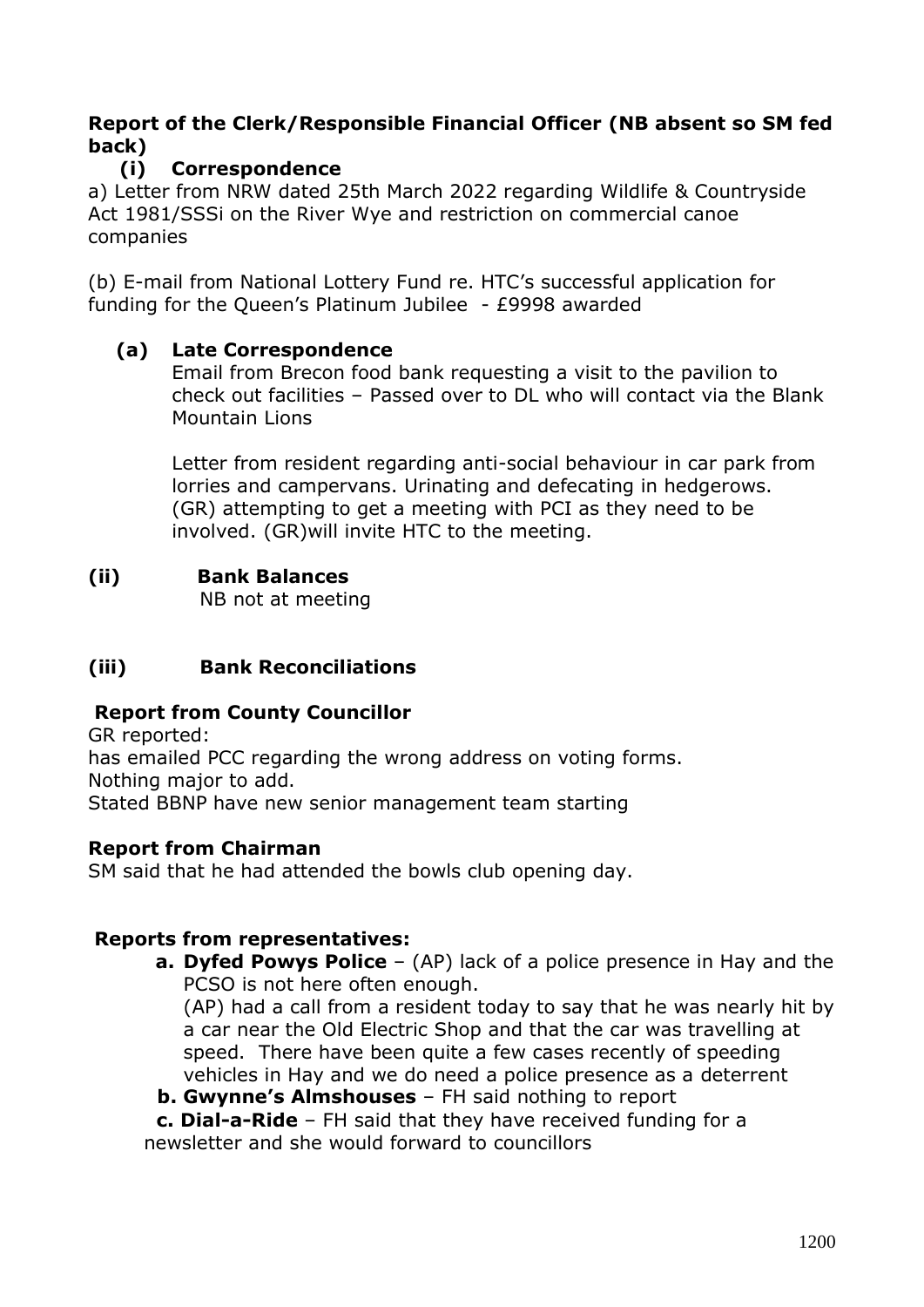**Report of the Clerk/Responsible Financial Officer (NB absent so SM fed back)**

**(i) Correspondence**

a) Letter from NRW dated 25th March 2022 regarding Wildlife & Countryside Act 1981/SSSi on the River Wye and restriction on commercial canoe companies

(b) E-mail from National Lottery Fund re. HTC's successful application for funding for the Queen's Platinum Jubilee - £9998 awarded

**(a) Late Correspondence**

Email from Brecon food bank requesting a visit to the pavilion to check out facilities – Passed over to DL who will contact via the Blank Mountain Lions

Letter from resident regarding anti-social behaviour in car park from lorries and campervans. Urinating and defecating in hedgerows. (GR) attempting to get a meeting with PCI as they need to be involved. (GR)will invite HTC to the meeting.

**(ii) Bank Balances**

NB not at meeting

**(iii) Bank Reconciliations**

**Report from County Councillor**

GR reported:
has emailed PCC regarding the wrong address on voting forms.
Nothing major to add.
Stated BBNP have new senior management team starting

**Report from Chairman**

SM said that he had attended the bowls club opening day.

**Reports from representatives:**

**a. Dyfed Powys Police** – (AP) lack of a police presence in Hay and the PCSO is not here often enough.
(AP) had a call from a resident today to say that he was nearly hit by a car near the Old Electric Shop and that the car was travelling at speed. There have been quite a few cases recently of speeding vehicles in Hay and we do need a police presence as a deterrent

**b. Gwynne's Almshouses** – FH said nothing to report

**c. Dial-a-Ride** – FH said that they have received funding for a newsletter and she would forward to councillors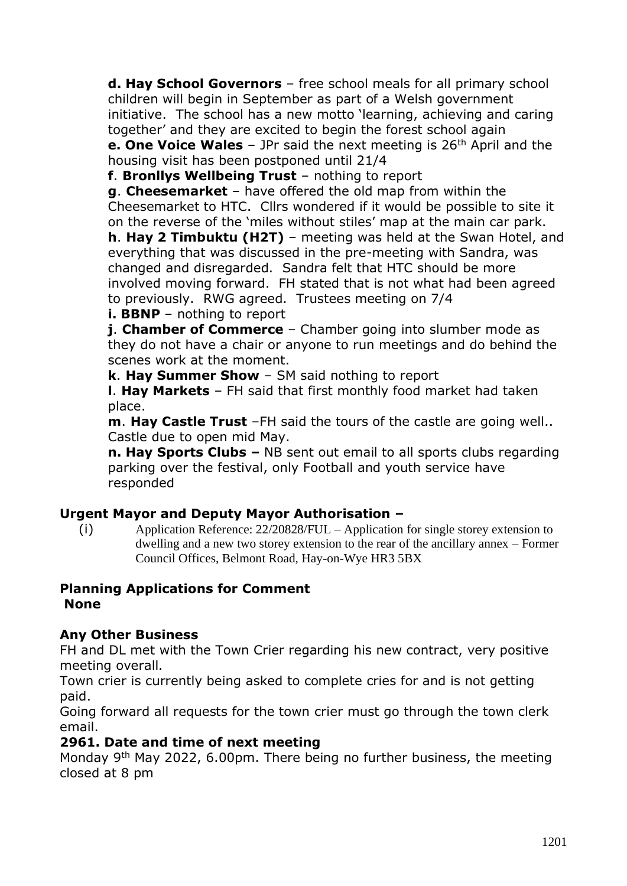**d. Hay School Governors** – free school meals for all primary school children will begin in September as part of a Welsh government initiative. The school has a new motto 'learning, achieving and caring together' and they are excited to begin the forest school again

**e. One Voice Wales** – JPr said the next meeting is 26th April and the housing visit has been postponed until 21/4

**f**. **Bronllys Wellbeing Trust** – nothing to report

**g**. **Cheesemarket** – have offered the old map from within the Cheesemarket to HTC. Cllrs wondered if it would be possible to site it on the reverse of the 'miles without stiles' map at the main car park.

**h**. **Hay 2 Timbuktu (H2T)** – meeting was held at the Swan Hotel, and everything that was discussed in the pre-meeting with Sandra, was changed and disregarded. Sandra felt that HTC should be more involved moving forward. FH stated that is not what had been agreed to previously. RWG agreed. Trustees meeting on 7/4

**i. BBNP** – nothing to report

**j**. **Chamber of Commerce** – Chamber going into slumber mode as they do not have a chair or anyone to run meetings and do behind the scenes work at the moment.

**k**. **Hay Summer Show** – SM said nothing to report

**l**. **Hay Markets** – FH said that first monthly food market had taken place.

**m**. **Hay Castle Trust** –FH said the tours of the castle are going well.. Castle due to open mid May.

**n. Hay Sports Clubs –** NB sent out email to all sports clubs regarding parking over the festival, only Football and youth service have responded

**Urgent Mayor and Deputy Mayor Authorisation –**

(i) Application Reference: 22/20828/FUL – Application for single storey extension to dwelling and a new two storey extension to the rear of the ancillary annex – Former Council Offices, Belmont Road, Hay-on-Wye HR3 5BX

**Planning Applications for Comment**
**None**

**Any Other Business**

FH and DL met with the Town Crier regarding his new contract, very positive meeting overall.

Town crier is currently being asked to complete cries for and is not getting paid.

Going forward all requests for the town crier must go through the town clerk email.

**2961. Date and time of next meeting**

Monday 9th May 2022, 6.00pm. There being no further business, the meeting closed at 8 pm